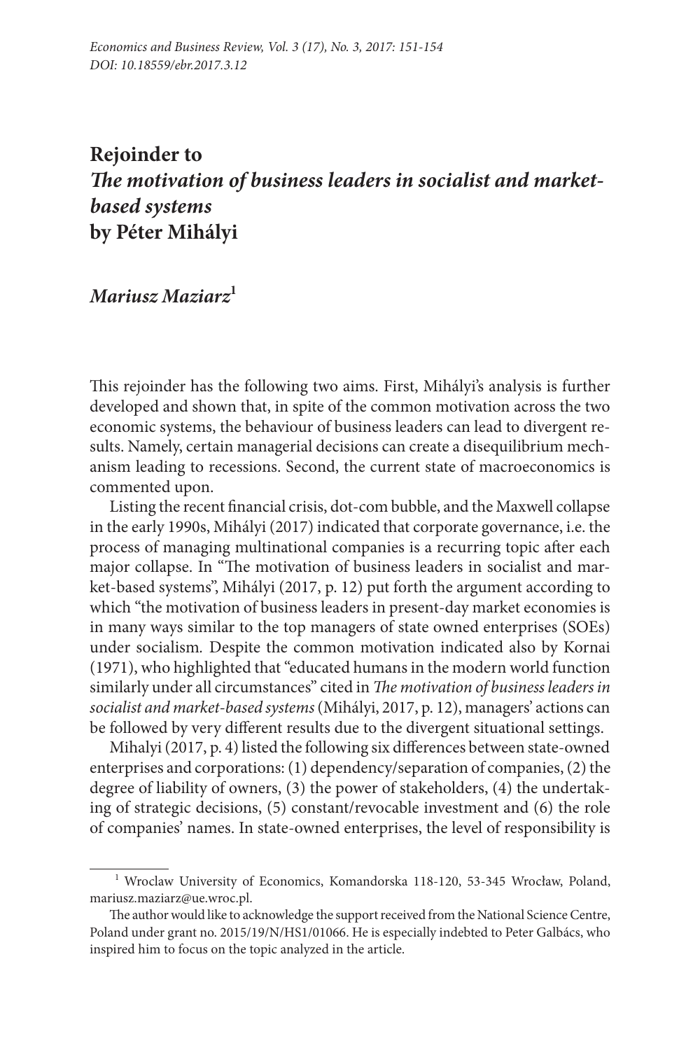# Rejoinder to *The motivation of business leaders in socialist and market-based systems* by Péter Mihályi

***Mariusz Maziarz***[1]

This rejoinder has the following two aims. First, Mihályi's analysis is further developed and shown that, in spite of the common motivation across the two economic systems, the behaviour of business leaders can lead to divergent results. Namely, certain managerial decisions can create a disequilibrium mechanism leading to recessions. Second, the current state of macroeconomics is commented upon.

Listing the recent financial crisis, dot-com bubble, and the Maxwell collapse in the early 1990s, Mihályi (2017) indicated that corporate governance, i.e. the process of managing multinational companies is a recurring topic after each major collapse. In "The motivation of business leaders in socialist and market-based systems", Mihályi (2017, p. 12) put forth the argument according to which "the motivation of business leaders in present-day market economies is in many ways similar to the top managers of state owned enterprises (SOEs) under socialism. Despite the common motivation indicated also by Kornai (1971), who highlighted that "educated humans in the modern world function similarly under all circumstances" cited in *The motivation of business leaders in socialist and market-based systems* (Mihályi, 2017, p. 12), managers' actions can be followed by very different results due to the divergent situational settings.

Mihalyi (2017, p. 4) listed the following six differences between state-owned enterprises and corporations: (1) dependency/separation of companies, (2) the degree of liability of owners, (3) the power of stakeholders, (4) the undertaking of strategic decisions, (5) constant/revocable investment and (6) the role of companies' names. In state-owned enterprises, the level of responsibility is

---

[1] Wroclaw University of Economics, Komandorska 118-120, 53-345 Wrocław, Poland, mariusz.maziarz@ue.wroc.pl.

The author would like to acknowledge the support received from the National Science Centre, Poland under grant no. 2015/19/N/HS1/01066. He is especially indebted to Peter Galbács, who inspired him to focus on the topic analyzed in the article.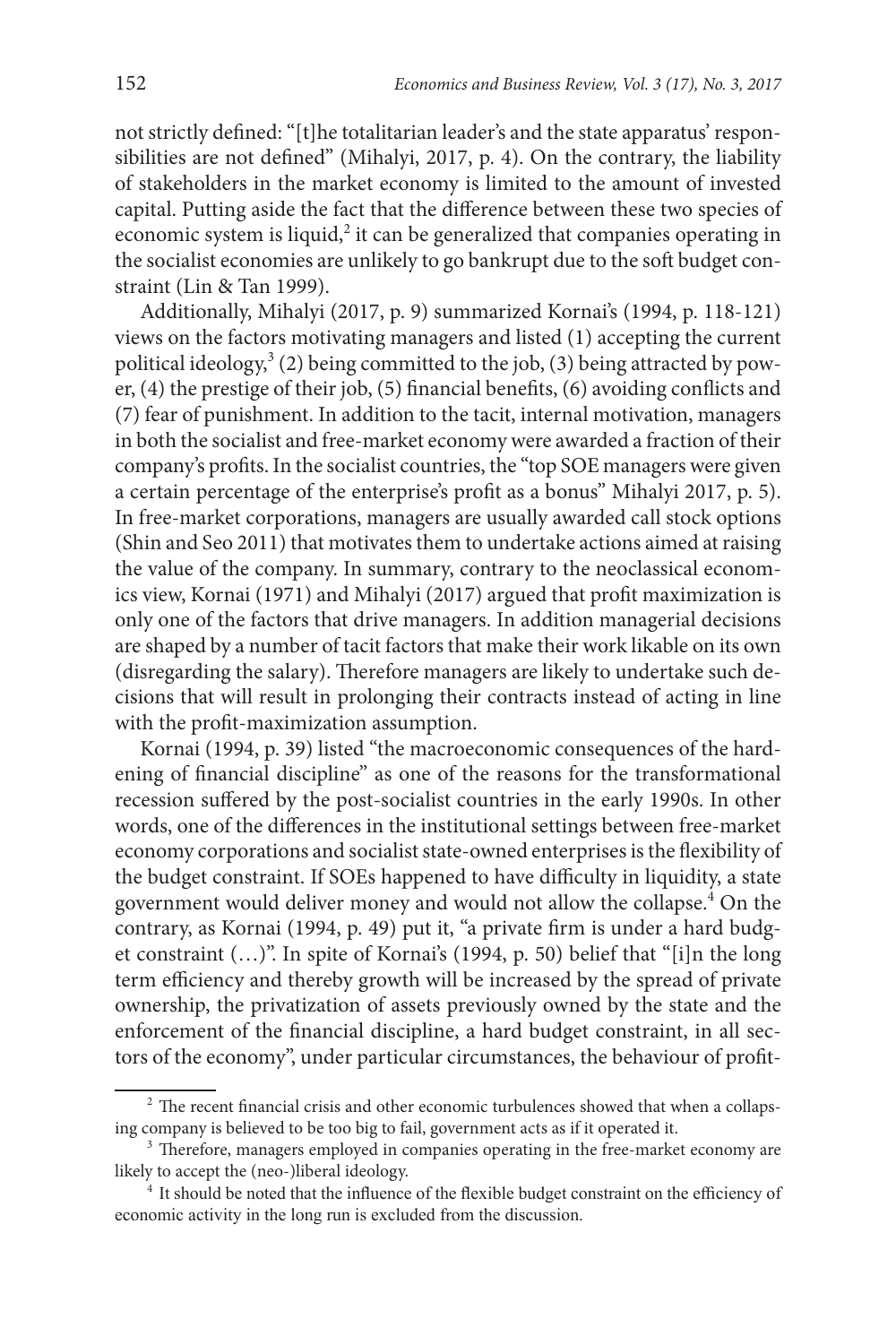not strictly defined: "[t]he totalitarian leader's and the state apparatus' responsibilities are not defined" (Mihalyi, 2017, p. 4). On the contrary, the liability of stakeholders in the market economy is limited to the amount of invested capital. Putting aside the fact that the difference between these two species of economic system is liquid,[2] it can be generalized that companies operating in the socialist economies are unlikely to go bankrupt due to the soft budget constraint (Lin & Tan 1999).

Additionally, Mihalyi (2017, p. 9) summarized Kornai's (1994, p. 118-121) views on the factors motivating managers and listed (1) accepting the current political ideology,[3] (2) being committed to the job, (3) being attracted by power, (4) the prestige of their job, (5) financial benefits, (6) avoiding conflicts and (7) fear of punishment. In addition to the tacit, internal motivation, managers in both the socialist and free-market economy were awarded a fraction of their company's profits. In the socialist countries, the "top SOE managers were given a certain percentage of the enterprise's profit as a bonus" Mihalyi 2017, p. 5). In free-market corporations, managers are usually awarded call stock options (Shin and Seo 2011) that motivates them to undertake actions aimed at raising the value of the company. In summary, contrary to the neoclassical economics view, Kornai (1971) and Mihalyi (2017) argued that profit maximization is only one of the factors that drive managers. In addition managerial decisions are shaped by a number of tacit factors that make their work likable on its own (disregarding the salary). Therefore managers are likely to undertake such decisions that will result in prolonging their contracts instead of acting in line with the profit-maximization assumption.

Kornai (1994, p. 39) listed "the macroeconomic consequences of the hardening of financial discipline" as one of the reasons for the transformational recession suffered by the post-socialist countries in the early 1990s. In other words, one of the differences in the institutional settings between free-market economy corporations and socialist state-owned enterprises is the flexibility of the budget constraint. If SOEs happened to have difficulty in liquidity, a state government would deliver money and would not allow the collapse.[4] On the contrary, as Kornai (1994, p. 49) put it, "a private firm is under a hard budget constraint (…)". In spite of Kornai's (1994, p. 50) belief that "[i]n the long term efficiency and thereby growth will be increased by the spread of private ownership, the privatization of assets previously owned by the state and the enforcement of the financial discipline, a hard budget constraint, in all sectors of the economy", under particular circumstances, the behaviour of profit-

[2] The recent financial crisis and other economic turbulences showed that when a collapsing company is believed to be too big to fail, government acts as if it operated it.

[3] Therefore, managers employed in companies operating in the free-market economy are likely to accept the (neo-)liberal ideology.

[4] It should be noted that the influence of the flexible budget constraint on the efficiency of economic activity in the long run is excluded from the discussion.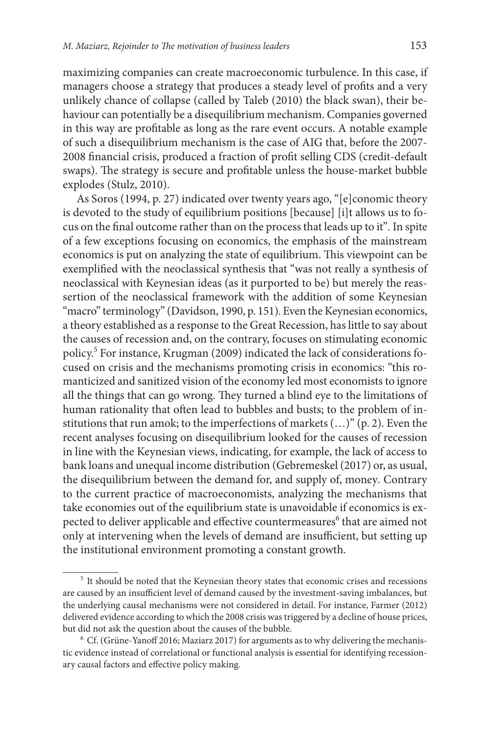maximizing companies can create macroeconomic turbulence. In this case, if managers choose a strategy that produces a steady level of profits and a very unlikely chance of collapse (called by Taleb (2010) the black swan), their behaviour can potentially be a disequilibrium mechanism. Companies governed in this way are profitable as long as the rare event occurs. A notable example of such a disequilibrium mechanism is the case of AIG that, before the 2007-2008 financial crisis, produced a fraction of profit selling CDS (credit-default swaps). The strategy is secure and profitable unless the house-market bubble explodes (Stulz, 2010).

As Soros (1994, p. 27) indicated over twenty years ago, "[e]conomic theory is devoted to the study of equilibrium positions [because] [i]t allows us to focus on the final outcome rather than on the process that leads up to it". In spite of a few exceptions focusing on economics, the emphasis of the mainstream economics is put on analyzing the state of equilibrium. This viewpoint can be exemplified with the neoclassical synthesis that "was not really a synthesis of neoclassical with Keynesian ideas (as it purported to be) but merely the reassertion of the neoclassical framework with the addition of some Keynesian "macro" terminology" (Davidson, 1990, p. 151). Even the Keynesian economics, a theory established as a response to the Great Recession, has little to say about the causes of recession and, on the contrary, focuses on stimulating economic policy.[5] For instance, Krugman (2009) indicated the lack of considerations focused on crisis and the mechanisms promoting crisis in economics: "this romanticized and sanitized vision of the economy led most economists to ignore all the things that can go wrong. They turned a blind eye to the limitations of human rationality that often lead to bubbles and busts; to the problem of institutions that run amok; to the imperfections of markets (…)" (p. 2). Even the recent analyses focusing on disequilibrium looked for the causes of recession in line with the Keynesian views, indicating, for example, the lack of access to bank loans and unequal income distribution (Gebremeskel (2017) or, as usual, the disequilibrium between the demand for, and supply of, money. Contrary to the current practice of macroeconomists, analyzing the mechanisms that take economies out of the equilibrium state is unavoidable if economics is expected to deliver applicable and effective countermeasures[6] that are aimed not only at intervening when the levels of demand are insufficient, but setting up the institutional environment promoting a constant growth.

---

[5] It should be noted that the Keynesian theory states that economic crises and recessions are caused by an insufficient level of demand caused by the investment-saving imbalances, but the underlying causal mechanisms were not considered in detail. For instance, Farmer (2012) delivered evidence according to which the 2008 crisis was triggered by a decline of house prices, but did not ask the question about the causes of the bubble.

[6] Cf. (Grüne-Yanoff 2016; Maziarz 2017) for arguments as to why delivering the mechanistic evidence instead of correlational or functional analysis is essential for identifying recessionary causal factors and effective policy making.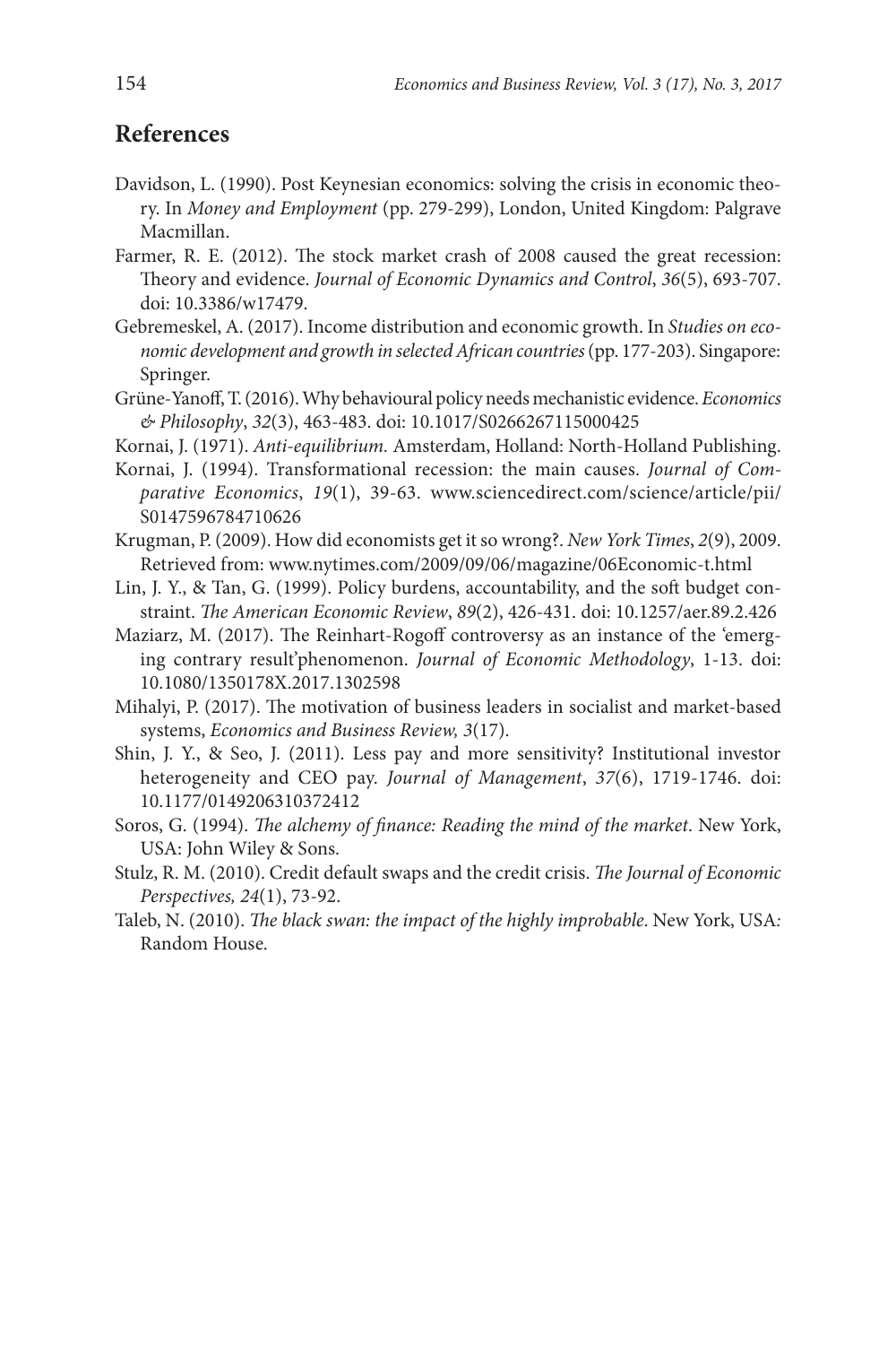## References

Davidson, L. (1990). Post Keynesian economics: solving the crisis in economic theory. In *Money and Employment* (pp. 279-299), London, United Kingdom: Palgrave Macmillan.

Farmer, R. E. (2012). The stock market crash of 2008 caused the great recession: Theory and evidence. *Journal of Economic Dynamics and Control*, *36*(5), 693-707. doi: 10.3386/w17479.

Gebremeskel, A. (2017). Income distribution and economic growth. In *Studies on economic development and growth in selected African countries* (pp. 177-203). Singapore: Springer.

Grüne-Yanoff, T. (2016). Why behavioural policy needs mechanistic evidence. *Economics & Philosophy*, *32*(3), 463-483. doi: 10.1017/S0266267115000425

Kornai, J. (1971). *Anti-equilibrium.* Amsterdam, Holland: North-Holland Publishing.

Kornai, J. (1994). Transformational recession: the main causes. *Journal of Comparative Economics*, *19*(1), 39-63. www.sciencedirect.com/science/article/pii/S0147596784710626

Krugman, P. (2009). How did economists get it so wrong?. *New York Times*, *2*(9), 2009. Retrieved from: www.nytimes.com/2009/09/06/magazine/06Economic-t.html

Lin, J. Y., & Tan, G. (1999). Policy burdens, accountability, and the soft budget constraint. *The American Economic Review*, *89*(2), 426-431. doi: 10.1257/aer.89.2.426

Maziarz, M. (2017). The Reinhart-Rogoff controversy as an instance of the 'emerging contrary result'phenomenon. *Journal of Economic Methodology*, 1-13. doi: 10.1080/1350178X.2017.1302598

Mihalyi, P. (2017). The motivation of business leaders in socialist and market-based systems, *Economics and Business Review, 3*(17).

Shin, J. Y., & Seo, J. (2011). Less pay and more sensitivity? Institutional investor heterogeneity and CEO pay. *Journal of Management*, *37*(6), 1719-1746. doi: 10.1177/0149206310372412

Soros, G. (1994). *The alchemy of finance: Reading the mind of the market*. New York, USA: John Wiley & Sons.

Stulz, R. M. (2010). Credit default swaps and the credit crisis. *The Journal of Economic Perspectives, 24*(1), 73-92.

Taleb, N. (2010). *The black swan: the impact of the highly improbable*. New York, USA: Random House.